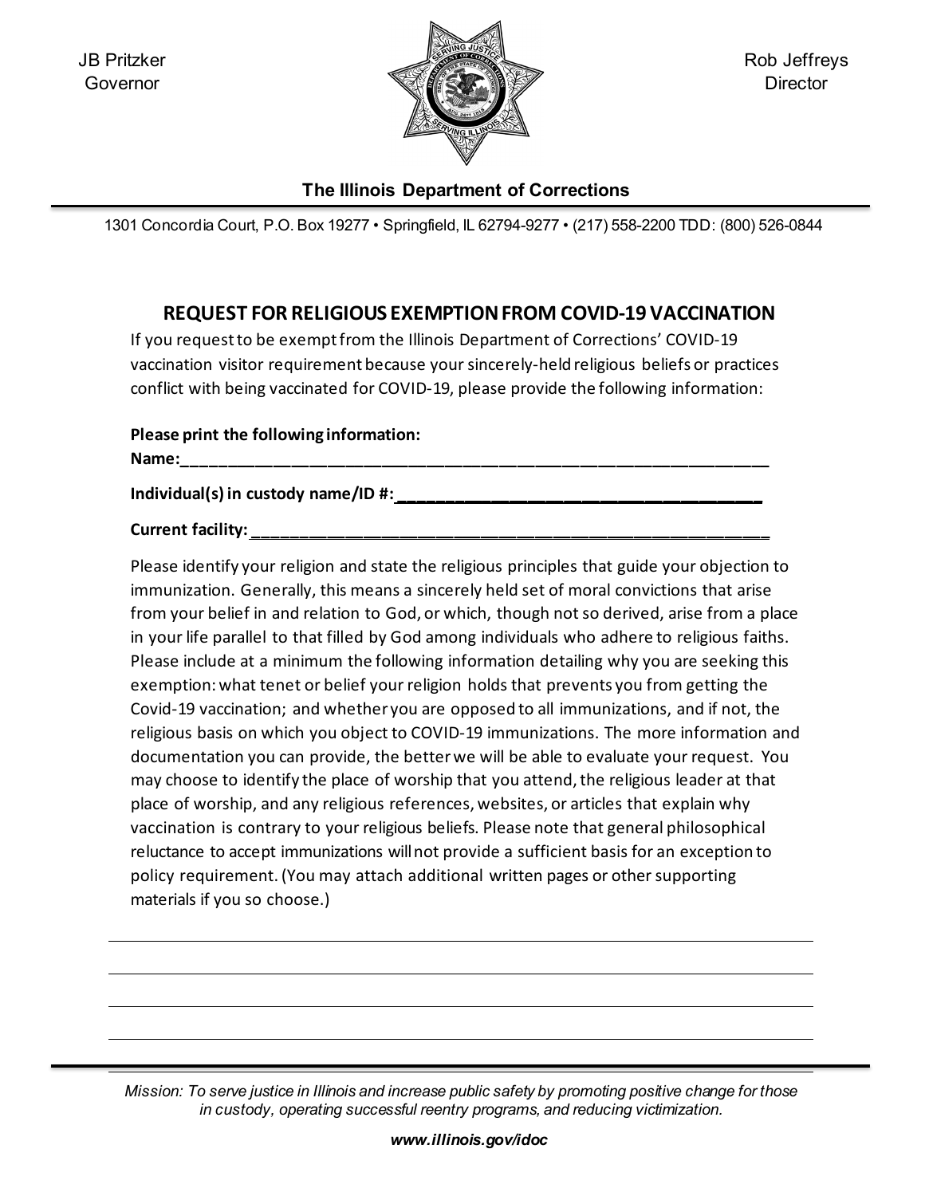JB Pritzker
Governor

Rob Jeffreys
Director

**The Illinois Department of Corrections**

1301 Concordia Court, P.O. Box 19277 • Springfield, IL 62794-9277 • (217) 558-2200 TDD: (800) 526-0844

## REQUEST FOR RELIGIOUS EXEMPTION FROM COVID-19 VACCINATION

If you request to be exempt from the Illinois Department of Corrections' COVID-19 vaccination visitor requirement because your sincerely-held religious beliefs or practices conflict with being vaccinated for COVID-19, please provide the following information:

**Please print the following information:**

**Name:**_____________________________________________________________

**Individual(s) in custody name/ID #:**_______________________________________

**Current facility:**______________________________________________________

Please identify your religion and state the religious principles that guide your objection to immunization. Generally, this means a sincerely held set of moral convictions that arise from your belief in and relation to God, or which, though not so derived, arise from a place in your life parallel to that filled by God among individuals who adhere to religious faiths. Please include at a minimum the following information detailing why you are seeking this exemption: what tenet or belief your religion holds that prevents you from getting the Covid-19 vaccination; and whether you are opposed to all immunizations, and if not, the religious basis on which you object to COVID-19 immunizations. The more information and documentation you can provide, the better we will be able to evaluate your request. You may choose to identify the place of worship that you attend, the religious leader at that place of worship, and any religious references, websites, or articles that explain why vaccination is contrary to your religious beliefs. Please note that general philosophical reluctance to accept immunizations will not provide a sufficient basis for an exception to policy requirement. (You may attach additional written pages or other supporting materials if you so choose.)

_____________________________________________________________________

_____________________________________________________________________

_____________________________________________________________________

_____________________________________________________________________

*Mission: To serve justice in Illinois and increase public safety by promoting positive change for those in custody, operating successful reentry programs, and reducing victimization.*

***www.illinois.gov/idoc***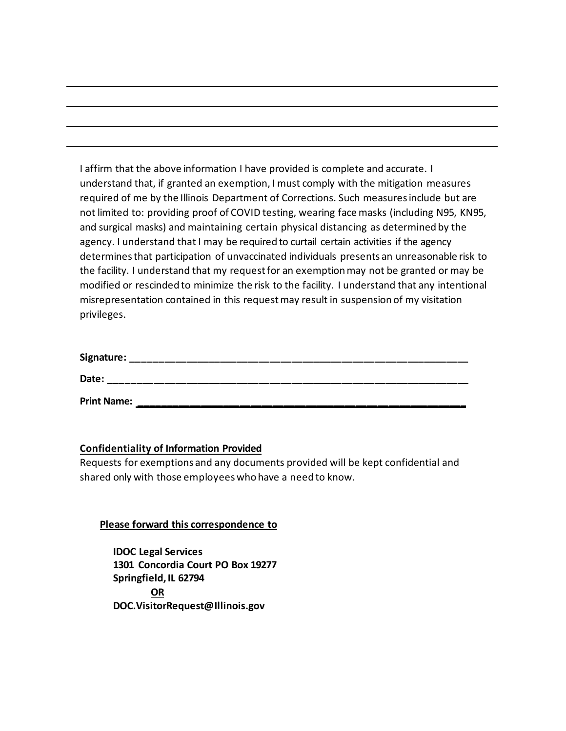\_\_\_\_\_\_\_\_\_\_\_\_\_\_\_\_\_\_\_\_\_\_\_\_\_\_\_\_\_\_\_\_\_\_\_\_\_\_\_\_\_\_\_\_\_\_\_\_\_\_\_\_\_\_\_\_\_\_\_\_\_\_\_\_\_\_\_\_\_\_

\_\_\_\_\_\_\_\_\_\_\_\_\_\_\_\_\_\_\_\_\_\_\_\_\_\_\_\_\_\_\_\_\_\_\_\_\_\_\_\_\_\_\_\_\_\_\_\_\_\_\_\_\_\_\_\_\_\_\_\_\_\_\_\_\_\_\_\_\_\_

\_\_\_\_\_\_\_\_\_\_\_\_\_\_\_\_\_\_\_\_\_\_\_\_\_\_\_\_\_\_\_\_\_\_\_\_\_\_\_\_\_\_\_\_\_\_\_\_\_\_\_\_\_\_\_\_\_\_\_\_\_\_\_\_\_\_\_\_\_\_

\_\_\_\_\_\_\_\_\_\_\_\_\_\_\_\_\_\_\_\_\_\_\_\_\_\_\_\_\_\_\_\_\_\_\_\_\_\_\_\_\_\_\_\_\_\_\_\_\_\_\_\_\_\_\_\_\_\_\_\_\_\_\_\_\_\_\_\_\_\_

I affirm that the above information I have provided is complete and accurate. I understand that, if granted an exemption, I must comply with the mitigation measures required of me by the Illinois Department of Corrections. Such measures include but are not limited to: providing proof of COVID testing, wearing face masks (including N95, KN95, and surgical masks) and maintaining certain physical distancing as determined by the agency. I understand that I may be required to curtail certain activities if the agency determines that participation of unvaccinated individuals presents an unreasonable risk to the facility. I understand that my request for an exemption may not be granted or may be modified or rescinded to minimize the risk to the facility. I understand that any intentional misrepresentation contained in this request may result in suspension of my visitation privileges.

**Signature:** \_\_\_\_\_\_\_\_\_\_\_\_\_\_\_\_\_\_\_\_\_\_\_\_\_\_\_\_\_\_\_\_\_\_\_\_\_\_\_\_\_\_\_\_\_\_\_\_\_\_\_\_\_\_\_\_

**Date:** \_\_\_\_\_\_\_\_\_\_\_\_\_\_\_\_\_\_\_\_\_\_\_\_\_\_\_\_\_\_\_\_\_\_\_\_\_\_\_\_\_\_\_\_\_\_\_\_\_\_\_\_\_\_\_\_\_\_\_\_

**Print Name:** \_\_\_\_\_\_\_\_\_\_\_\_\_\_\_\_\_\_\_\_\_\_\_\_\_\_\_\_\_\_\_\_\_\_\_\_\_\_\_\_\_\_\_\_\_\_\_\_\_\_\_\_\_\_

**Confidentiality of Information Provided**

Requests for exemptions and any documents provided will be kept confidential and shared only with those employees who have a need to know.

**Please forward this correspondence to**

**IDOC Legal Services**
**1301 Concordia Court PO Box 19277**
**Springfield, IL 62794**
**OR**
**DOC.VisitorRequest@Illinois.gov**